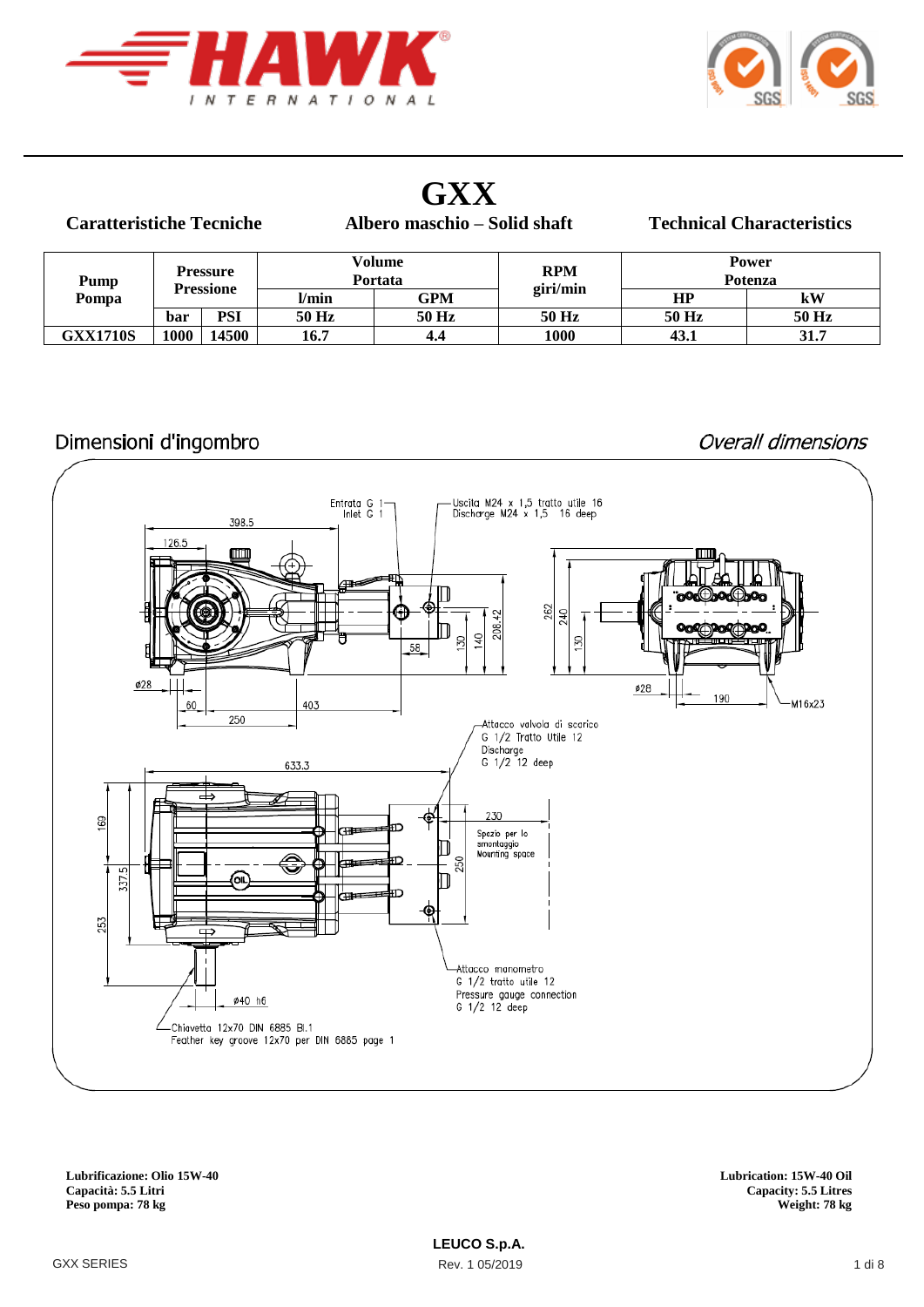# GXX

**Caratteristiche Tecniche** | **Albero maschio – Solid shaft** | **Technical Characteristics**

| Pump Pompa | Pressure Pressione | | Volume Portata | | RPM giri/min | Power Potenza | |
|---|---|---|---|---|---|---|---|
| | | | l/min | GPM | | HP | kW |
| | bar | PSI | 50 Hz | 50 Hz | 50 Hz | 50 Hz | 50 Hz |
| **GXX1710S** | **1000** | **14500** | **16.7** | **4.4** | **1000** | **43.1** | **31.7** |

## Dimensioni d'ingombro

## *Overall dimensions*

Entrata G 1 / Inlet G 1

Uscita M24 x 1,5 tratto utile 16 / Discharge M24 x 1,5 16 deep

Attacco valvola di scarico G 1/2 Tratto Utile 12 / Discharge G 1/2 12 deep

Spazio per lo smontaggio / Mounting space

Attacco manometro G 1/2 tratto utile 12 / Pressure gauge connection G 1/2 12 deep

Chiavetta 12x70 DIN 6885 Bl.1 / Feather key groove 12x70 per DIN 6885 page 1

**Lubrificazione: Olio 15W-40**
**Capacità: 5.5 Litri**
**Peso pompa: 78 kg**

**Lubrication: 15W-40 Oil**
**Capacity: 5.5 Litres**
**Weight: 78 kg**

**LEUCO S.p.A.**
Rev. 1 05/2019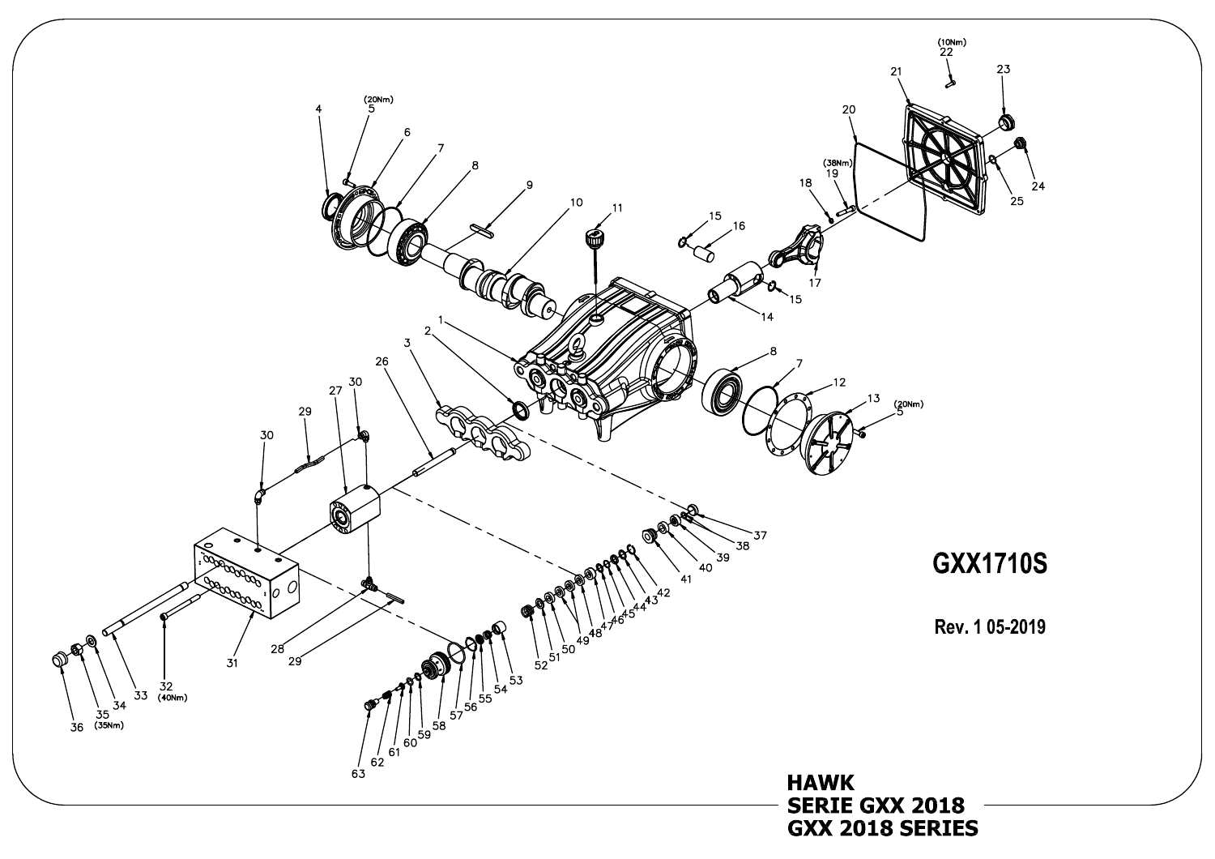# GXX1710S

Rev. 1 05-2019

**HAWK**
**SERIE GXX 2018**
**GXX 2018 SERIES**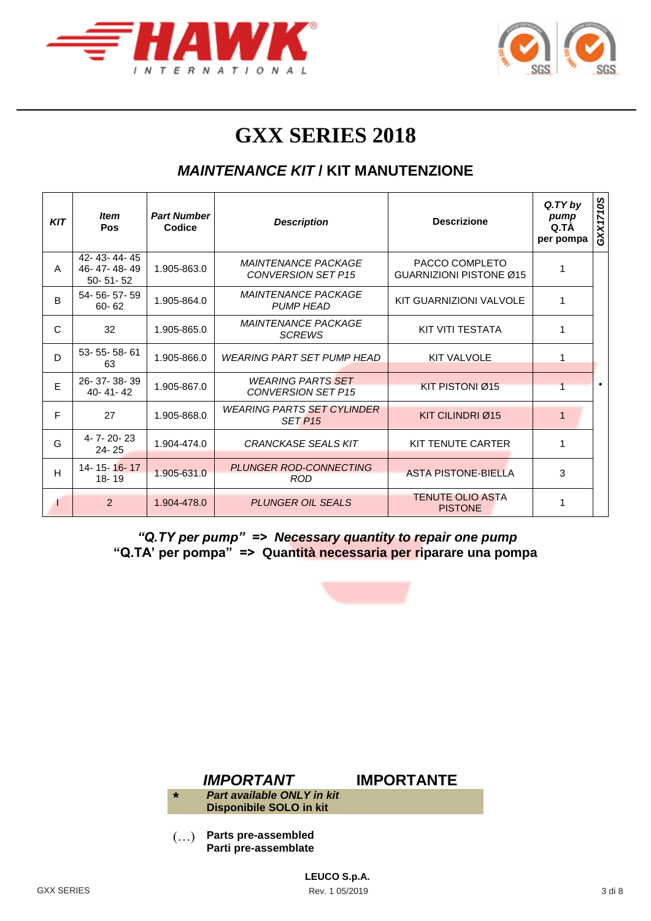# GXX SERIES 2018

## *MAINTENANCE KIT* / KIT MANUTENZIONE

| *KIT* | *Item* Pos | *Part Number* Codice | *Description* | Descrizione | *Q.TY by pump* Q.TÀ per pompa | *GXX1710S* |
|---|---|---|---|---|---|---|
| A | 42- 43- 44- 45 46- 47- 48- 49 50- 51- 52 | 1.905-863.0 | *MAINTENANCE PACKAGE CONVERSION SET P15* | PACCO COMPLETO GUARNIZIONI PISTONE Ø15 | 1 | • |
| B | 54- 56- 57- 59 60- 62 | 1.905-864.0 | *MAINTENANCE PACKAGE PUMP HEAD* | KIT GUARNIZIONI VALVOLE | 1 | • |
| C | 32 | 1.905-865.0 | *MAINTENANCE PACKAGE SCREWS* | KIT VITI TESTATA | 1 | • |
| D | 53- 55- 58- 61 63 | 1.905-866.0 | *WEARING PART SET PUMP HEAD* | KIT VALVOLE | 1 | • |
| E | 26- 37- 38- 39 40- 41- 42 | 1.905-867.0 | *WEARING PARTS SET CONVERSION SET P15* | KIT PISTONI Ø15 | 1 | • |
| F | 27 | 1.905-868.0 | *WEARING PARTS SET CYLINDER SET P15* | KIT CILINDRI Ø15 | 1 | • |
| G | 4- 7- 20- 23 24- 25 | 1.904-474.0 | *CRANCKASE SEALS KIT* | KIT TENUTE CARTER | 1 | • |
| H | 14- 15- 16- 17 18- 19 | 1.905-631.0 | *PLUNGER ROD-CONNECTING ROD* | ASTA PISTONE-BIELLA | 3 | • |
| I | 2 | 1.904-478.0 | *PLUNGER OIL SEALS* | TENUTE OLIO ASTA PISTONE | 1 | • |

***"Q.TY per pump" => Necessary quantity to repair one pump***
**"Q.TA' per pompa" => Quantità necessaria per riparare una pompa**

***IMPORTANT*** **IMPORTANTE**

\* ***Part available ONLY in kit***
**Disponibile SOLO in kit**

(…) **Parts pre-assembled**
**Parti pre-assemblate**

**LEUCO S.p.A.**
Rev. 1 05/2019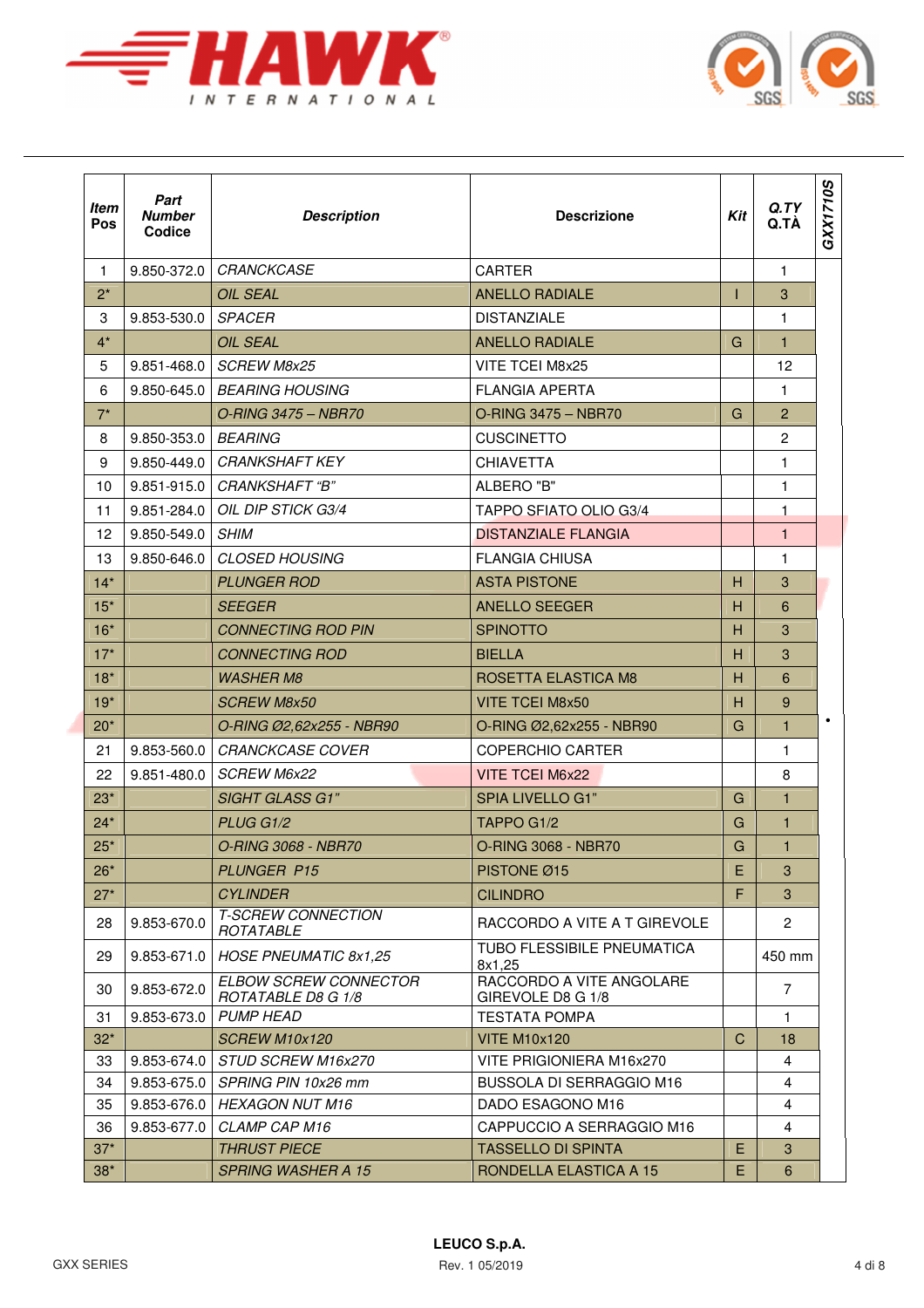**HAWK** INTERNATIONAL

| Item Pos | Part Number Codice | Description | Descrizione | Kit | Q.TY Q.TÀ | GXX1710S |
|---|---|---|---|---|---|---|
| 1 | 9.850-372.0 | *CRANCKCASE* | CARTER | | 1 | |
| 2* | | *OIL SEAL* | ANELLO RADIALE | I | 3 | |
| 3 | 9.853-530.0 | *SPACER* | DISTANZIALE | | 1 | |
| 4* | | *OIL SEAL* | ANELLO RADIALE | G | 1 | |
| 5 | 9.851-468.0 | *SCREW M8x25* | VITE TCEI M8x25 | | 12 | |
| 6 | 9.850-645.0 | *BEARING HOUSING* | FLANGIA APERTA | | 1 | |
| 7* | | *O-RING 3475 – NBR70* | O-RING 3475 – NBR70 | G | 2 | |
| 8 | 9.850-353.0 | *BEARING* | CUSCINETTO | | 2 | |
| 9 | 9.850-449.0 | *CRANKSHAFT KEY* | CHIAVETTA | | 1 | |
| 10 | 9.851-915.0 | *CRANKSHAFT "B"* | ALBERO "B" | | 1 | |
| 11 | 9.851-284.0 | *OIL DIP STICK G3/4* | TAPPO SFIATO OLIO G3/4 | | 1 | |
| 12 | 9.850-549.0 | *SHIM* | DISTANZIALE FLANGIA | | 1 | |
| 13 | 9.850-646.0 | *CLOSED HOUSING* | FLANGIA CHIUSA | | 1 | |
| 14* | | *PLUNGER ROD* | ASTA PISTONE | H | 3 | |
| 15* | | *SEEGER* | ANELLO SEEGER | H | 6 | |
| 16* | | *CONNECTING ROD PIN* | SPINOTTO | H | 3 | |
| 17* | | *CONNECTING ROD* | BIELLA | H | 3 | |
| 18* | | *WASHER M8* | ROSETTA ELASTICA M8 | H | 6 | |
| 19* | | *SCREW M8x50* | VITE TCEI M8x50 | H | 9 | |
| 20* | | *O-RING Ø2,62x255 - NBR90* | O-RING Ø2,62x255 - NBR90 | G | 1 | • |
| 21 | 9.853-560.0 | *CRANCKCASE COVER* | COPERCHIO CARTER | | 1 | |
| 22 | 9.851-480.0 | *SCREW M6x22* | VITE TCEI M6x22 | | 8 | |
| 23* | | *SIGHT GLASS G1"* | SPIA LIVELLO G1" | G | 1 | |
| 24* | | *PLUG G1/2* | TAPPO G1/2 | G | 1 | |
| 25* | | *O-RING 3068 - NBR70* | O-RING 3068 - NBR70 | G | 1 | |
| 26* | | *PLUNGER P15* | PISTONE Ø15 | E | 3 | |
| 27* | | *CYLINDER* | CILINDRO | F | 3 | |
| 28 | 9.853-670.0 | *T-SCREW CONNECTION ROTATABLE* | RACCORDO A VITE A T GIREVOLE | | 2 | |
| 29 | 9.853-671.0 | *HOSE PNEUMATIC 8x1,25* | TUBO FLESSIBILE PNEUMATICA 8x1,25 | | 450 mm | |
| 30 | 9.853-672.0 | *ELBOW SCREW CONNECTOR ROTATABLE D8 G 1/8* | RACCORDO A VITE ANGOLARE GIREVOLE D8 G 1/8 | | 7 | |
| 31 | 9.853-673.0 | *PUMP HEAD* | TESTATA POMPA | | 1 | |
| 32* | | *SCREW M10x120* | VITE M10x120 | C | 18 | |
| 33 | 9.853-674.0 | *STUD SCREW M16x270* | VITE PRIGIONIERA M16x270 | | 4 | |
| 34 | 9.853-675.0 | *SPRING PIN 10x26 mm* | BUSSOLA DI SERRAGGIO M16 | | 4 | |
| 35 | 9.853-676.0 | *HEXAGON NUT M16* | DADO ESAGONO M16 | | 4 | |
| 36 | 9.853-677.0 | *CLAMP CAP M16* | CAPPUCCIO A SERRAGGIO M16 | | 4 | |
| 37* | | *THRUST PIECE* | TASSELLO DI SPINTA | E | 3 | |
| 38* | | *SPRING WASHER A 15* | RONDELLA ELASTICA A 15 | E | 6 | |

GXX SERIES

**LEUCO S.p.A.**
Rev. 1 05/2019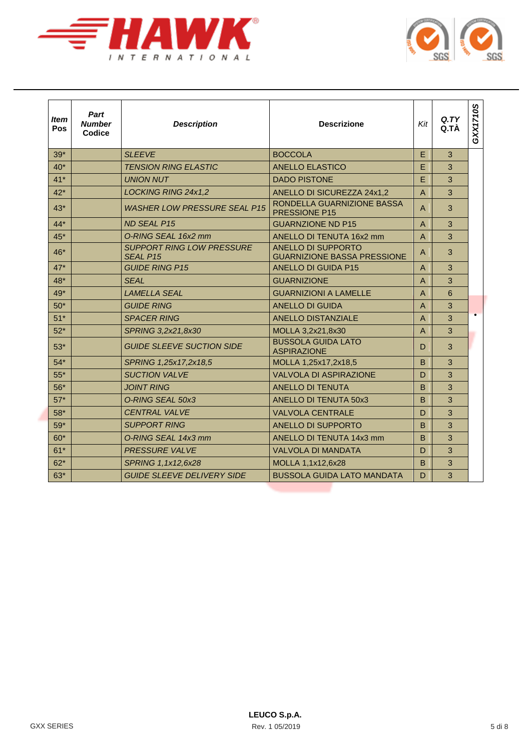| *Item* Pos | *Part Number* Codice | *Description* | Descrizione | *Kit* | *Q.TY* Q.TÀ | *GXX1710S* |
|---|---|---|---|---|---|---|
| 39* | | *SLEEVE* | BOCCOLA | E | 3 | |
| 40* | | *TENSION RING ELASTIC* | ANELLO ELASTICO | E | 3 | |
| 41* | | *UNION NUT* | DADO PISTONE | E | 3 | |
| 42* | | *LOCKING RING 24x1,2* | ANELLO DI SICUREZZA 24x1,2 | A | 3 | |
| 43* | | *WASHER LOW PRESSURE SEAL P15* | RONDELLA GUARNIZIONE BASSA PRESSIONE P15 | A | 3 | |
| 44* | | *ND SEAL P15* | GUARNZIONE ND P15 | A | 3 | |
| 45* | | *O-RING SEAL 16x2 mm* | ANELLO DI TENUTA 16x2 mm | A | 3 | |
| 46* | | *SUPPORT RING LOW PRESSURE SEAL P15* | ANELLO DI SUPPORTO GUARNIZIONE BASSA PRESSIONE | A | 3 | |
| 47* | | *GUIDE RING P15* | ANELLO DI GUIDA P15 | A | 3 | |
| 48* | | *SEAL* | GUARNIZIONE | A | 3 | |
| 49* | | *LAMELLA SEAL* | GUARNIZIONI A LAMELLE | A | 6 | |
| 50* | | *GUIDE RING* | ANELLO DI GUIDA | A | 3 | |
| 51* | | *SPACER RING* | ANELLO DISTANZIALE | A | 3 | • |
| 52* | | *SPRING 3,2x21,8x30* | MOLLA 3,2x21,8x30 | A | 3 | |
| 53* | | *GUIDE SLEEVE SUCTION SIDE* | BUSSOLA GUIDA LATO ASPIRAZIONE | D | 3 | |
| 54* | | *SPRING 1,25x17,2x18,5* | MOLLA 1,25x17,2x18,5 | B | 3 | |
| 55* | | *SUCTION VALVE* | VALVOLA DI ASPIRAZIONE | D | 3 | |
| 56* | | *JOINT RING* | ANELLO DI TENUTA | B | 3 | |
| 57* | | *O-RING SEAL 50x3* | ANELLO DI TENUTA 50x3 | B | 3 | |
| 58* | | *CENTRAL VALVE* | VALVOLA CENTRALE | D | 3 | |
| 59* | | *SUPPORT RING* | ANELLO DI SUPPORTO | B | 3 | |
| 60* | | *O-RING SEAL 14x3 mm* | ANELLO DI TENUTA 14x3 mm | B | 3 | |
| 61* | | *PRESSURE VALVE* | VALVOLA DI MANDATA | D | 3 | |
| 62* | | *SPRING 1,1x12,6x28* | MOLLA 1,1x12,6x28 | B | 3 | |
| 63* | | *GUIDE SLEEVE DELIVERY SIDE* | BUSSOLA GUIDA LATO MANDATA | D | 3 | |

**LEUCO S.p.A.**
Rev. 1 05/2019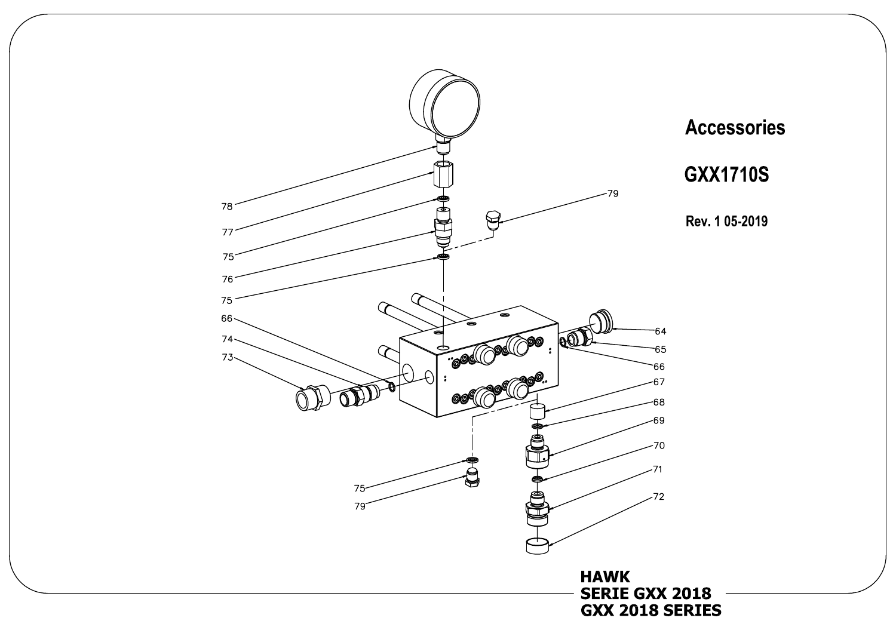# Accessories

## GXX1710S

**Rev. 1 05-2019**

78

77

75

76

75

79

66

74

73

64

65

66

67

68

69

70

71

72

75

79

**HAWK**
**SERIE GXX 2018**
**GXX 2018 SERIES**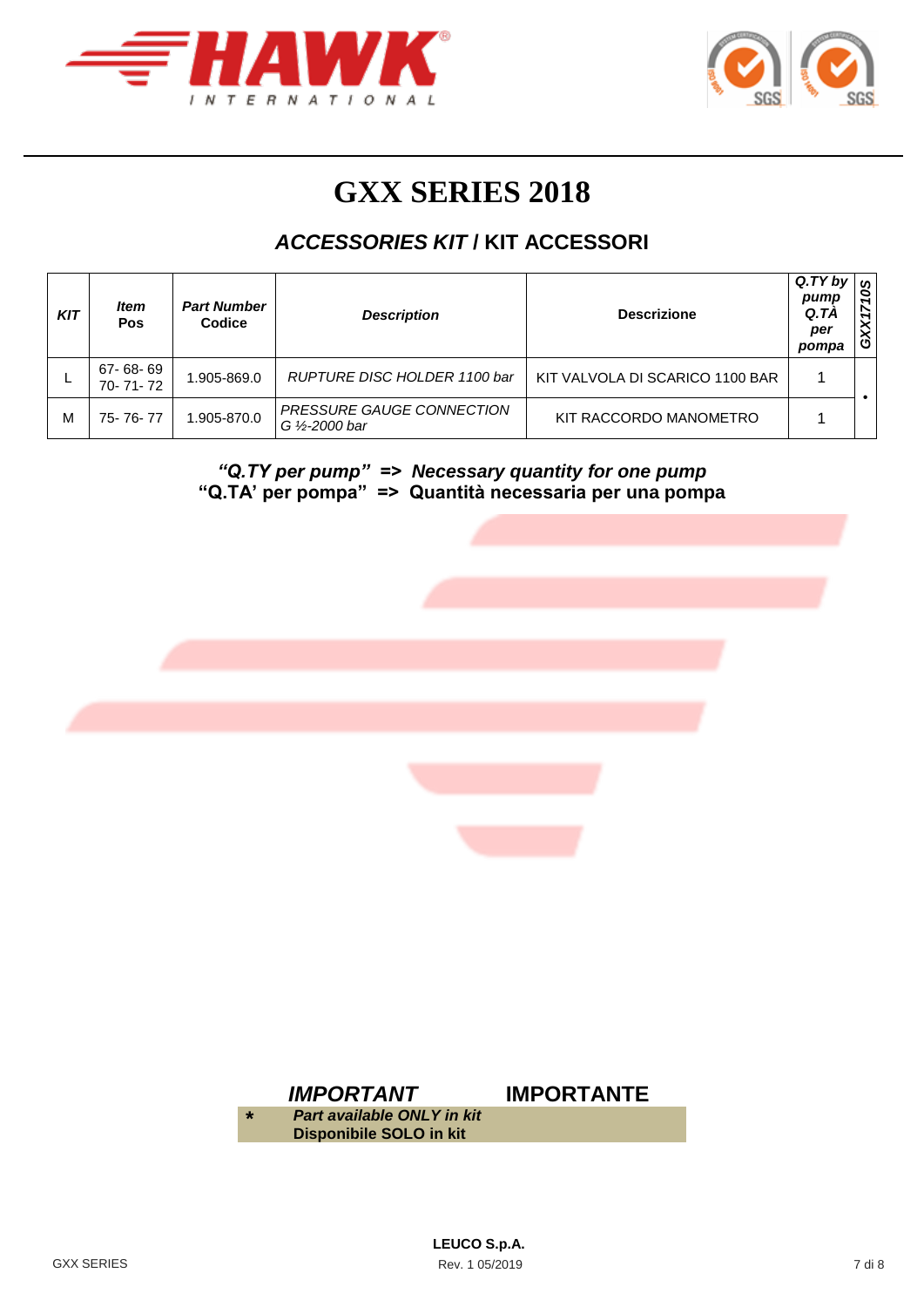# GXX SERIES 2018

## *ACCESSORIES KIT* / KIT ACCESSORI

| *KIT* | *Item* Pos | *Part Number* Codice | *Description* | Descrizione | *Q.TY by pump* Q.TÀ per pompa | GXX1710S |
|---|---|---|---|---|---|---|
| L | 67- 68- 69 70- 71- 72 | 1.905-869.0 | *RUPTURE DISC HOLDER 1100 bar* | KIT VALVOLA DI SCARICO 1100 BAR | 1 | • |
| M | 75- 76- 77 | 1.905-870.0 | *PRESSURE GAUGE CONNECTION G ½-2000 bar* | KIT RACCORDO MANOMETRO | 1 | |

***"Q.TY per pump" => Necessary quantity for one pump***
**"Q.TA' per pompa" => Quantità necessaria per una pompa**

***IMPORTANT*** **IMPORTANTE**

\* ***Part available ONLY in kit***
**Disponibile SOLO in kit**

**LEUCO S.p.A.**
Rev. 1 05/2019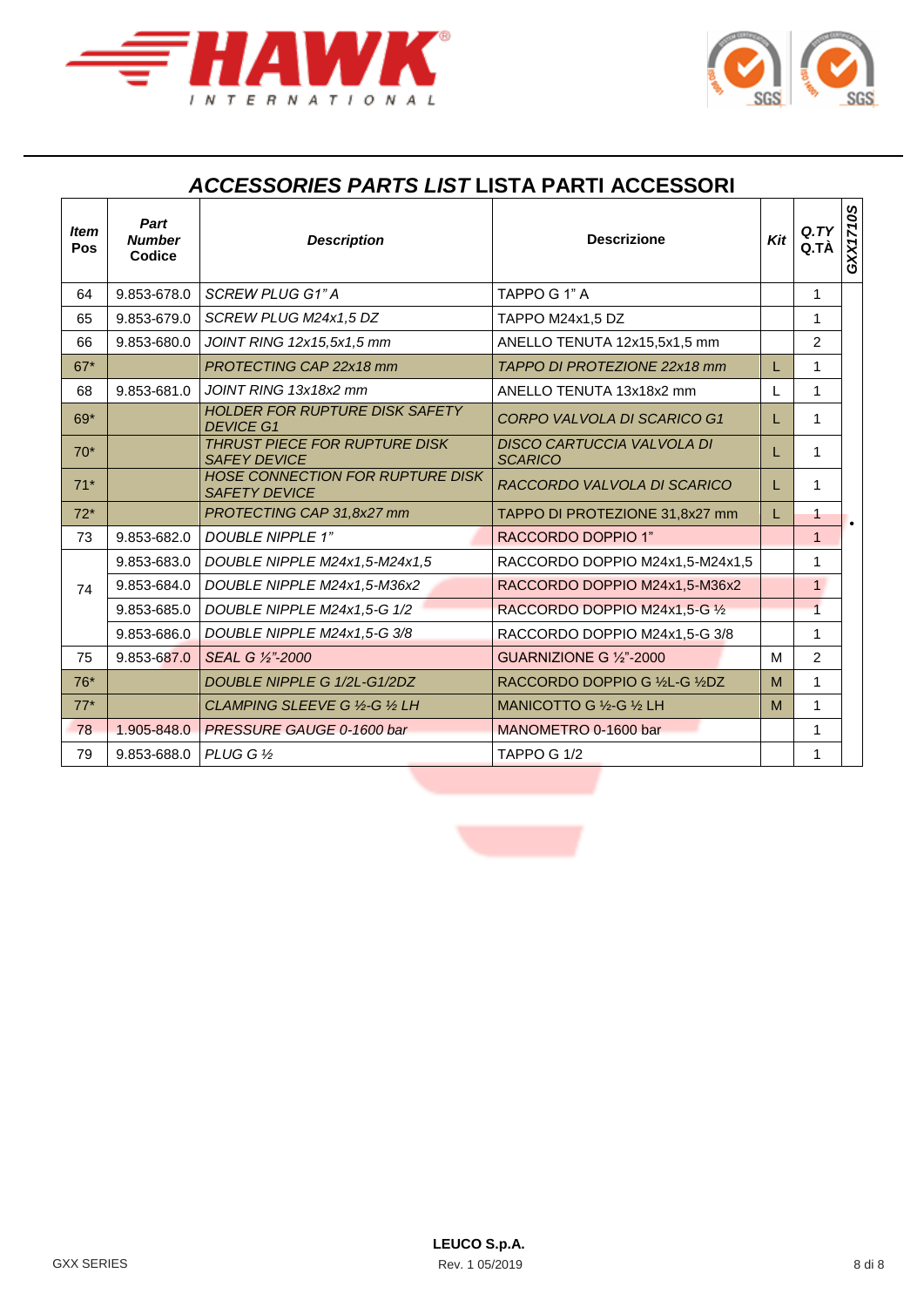## *ACCESSORIES PARTS LIST* LISTA PARTI ACCESSORI

| *Item* Pos | *Part Number* Codice | *Description* | Descrizione | *Kit* | *Q.TY* Q.TÀ | *GXX1710S* |
|---|---|---|---|---|---|---|
| 64 | 9.853-678.0 | *SCREW PLUG G1" A* | TAPPO G 1" A | | 1 | |
| 65 | 9.853-679.0 | *SCREW PLUG M24x1,5 DZ* | TAPPO M24x1,5 DZ | | 1 | |
| 66 | 9.853-680.0 | *JOINT RING 12x15,5x1,5 mm* | ANELLO TENUTA 12x15,5x1,5 mm | | 2 | |
| 67* | | *PROTECTING CAP 22x18 mm* | *TAPPO DI PROTEZIONE 22x18 mm* | L | 1 | |
| 68 | 9.853-681.0 | *JOINT RING 13x18x2 mm* | ANELLO TENUTA 13x18x2 mm | L | 1 | |
| 69* | | *HOLDER FOR RUPTURE DISK SAFETY DEVICE G1* | *CORPO VALVOLA DI SCARICO G1* | L | 1 | |
| 70* | | *THRUST PIECE FOR RUPTURE DISK SAFEY DEVICE* | *DISCO CARTUCCIA VALVOLA DI SCARICO* | L | 1 | |
| 71* | | *HOSE CONNECTION FOR RUPTURE DISK SAFETY DEVICE* | *RACCORDO VALVOLA DI SCARICO* | L | 1 | |
| 72* | | *PROTECTING CAP 31,8x27 mm* | TAPPO DI PROTEZIONE 31,8x27 mm | L | 1 | • |
| 73 | 9.853-682.0 | *DOUBLE NIPPLE 1"* | RACCORDO DOPPIO 1" | | 1 | |
| 74 | 9.853-683.0 | *DOUBLE NIPPLE M24x1,5-M24x1,5* | RACCORDO DOPPIO M24x1,5-M24x1,5 | | 1 | |
| | 9.853-684.0 | *DOUBLE NIPPLE M24x1,5-M36x2* | RACCORDO DOPPIO M24x1,5-M36x2 | | 1 | |
| | 9.853-685.0 | *DOUBLE NIPPLE M24x1,5-G 1/2* | RACCORDO DOPPIO M24x1,5-G ½ | | 1 | |
| | 9.853-686.0 | *DOUBLE NIPPLE M24x1,5-G 3/8* | RACCORDO DOPPIO M24x1,5-G 3/8 | | 1 | |
| 75 | 9.853-687.0 | *SEAL G ½"-2000* | GUARNIZIONE G ½"-2000 | M | 2 | |
| 76* | | *DOUBLE NIPPLE G 1/2L-G1/2DZ* | RACCORDO DOPPIO G ½L-G ½DZ | M | 1 | |
| 77* | | *CLAMPING SLEEVE G ½-G ½ LH* | MANICOTTO G ½-G ½ LH | M | 1 | |
| 78 | 1.905-848.0 | *PRESSURE GAUGE 0-1600 bar* | MANOMETRO 0-1600 bar | | 1 | |
| 79 | 9.853-688.0 | *PLUG G ½* | TAPPO G 1/2 | | 1 | |

LEUCO S.p.A.
Rev. 1 05/2019